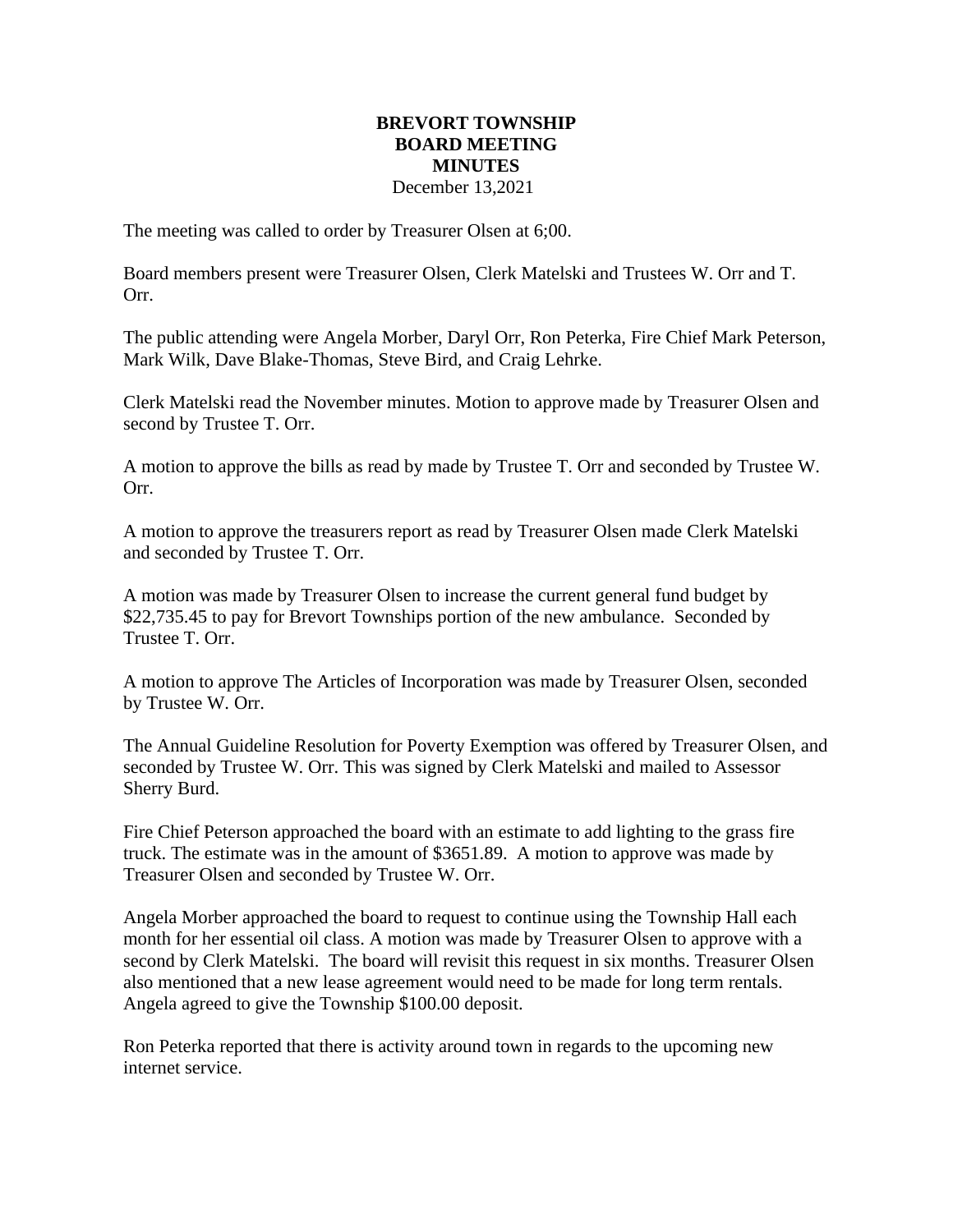**BREVORT TOWNSHIP**
**BOARD MEETING**
**MINUTES**
December 13,2021

The meeting was called to order by Treasurer Olsen at 6;00.

Board members present were Treasurer Olsen, Clerk Matelski and Trustees W. Orr and T. Orr.

The public attending were Angela Morber, Daryl Orr, Ron Peterka, Fire Chief Mark Peterson, Mark Wilk, Dave Blake-Thomas, Steve Bird, and Craig Lehrke.

Clerk Matelski read the November minutes. Motion to approve made by Treasurer Olsen and second by Trustee T. Orr.

A motion to approve the bills as read by made by Trustee T. Orr and seconded by Trustee W. Orr.

A motion to approve the treasurers report as read by Treasurer Olsen made Clerk Matelski and seconded by Trustee T. Orr.

A motion was made by Treasurer Olsen to increase the current general fund budget by $22,735.45 to pay for Brevort Townships portion of the new ambulance. Seconded by Trustee T. Orr.

A motion to approve The Articles of Incorporation was made by Treasurer Olsen, seconded by Trustee W. Orr.

The Annual Guideline Resolution for Poverty Exemption was offered by Treasurer Olsen, and seconded by Trustee W. Orr. This was signed by Clerk Matelski and mailed to Assessor Sherry Burd.

Fire Chief Peterson approached the board with an estimate to add lighting to the grass fire truck. The estimate was in the amount of $3651.89. A motion to approve was made by Treasurer Olsen and seconded by Trustee W. Orr.

Angela Morber approached the board to request to continue using the Township Hall each month for her essential oil class. A motion was made by Treasurer Olsen to approve with a second by Clerk Matelski. The board will revisit this request in six months. Treasurer Olsen also mentioned that a new lease agreement would need to be made for long term rentals. Angela agreed to give the Township $100.00 deposit.

Ron Peterka reported that there is activity around town in regards to the upcoming new internet service.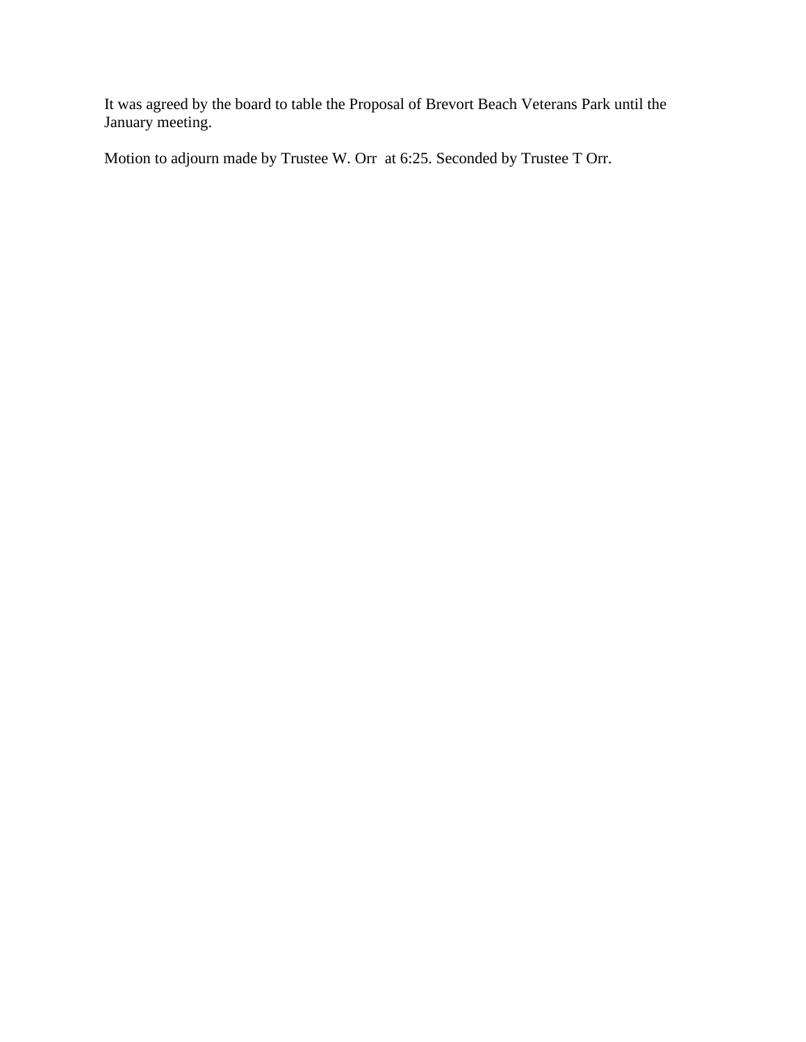It was agreed by the board to table the Proposal of Brevort Beach Veterans Park until the January meeting.

Motion to adjourn made by Trustee W. Orr at 6:25. Seconded by Trustee T Orr.